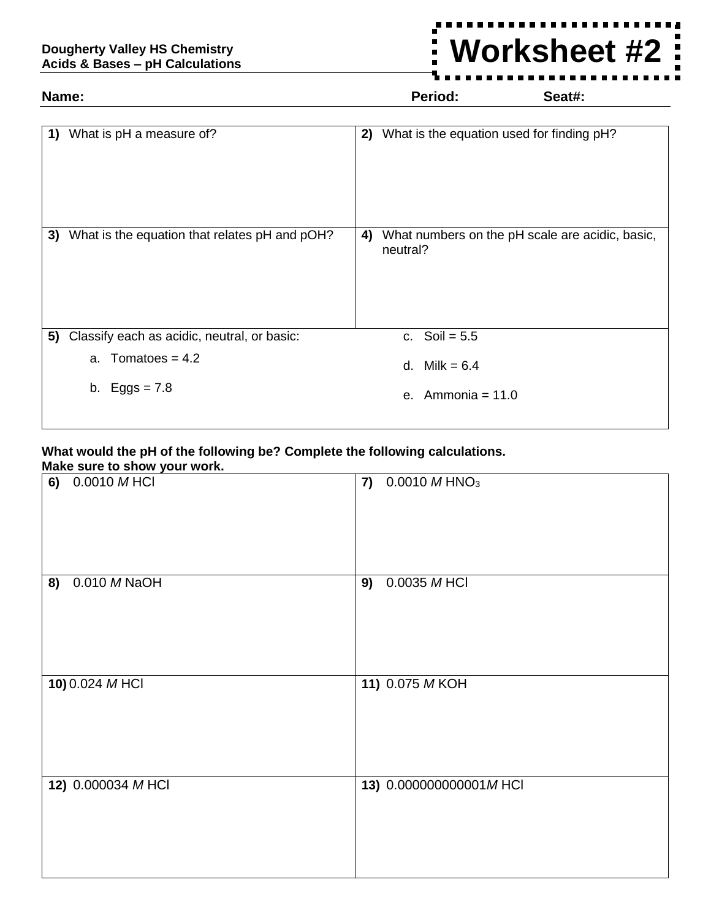**Dougherty Valley HS Chemistry**
**Acids & Bases – pH Calculations**

# Worksheet #2

**Name:** **Period:** **Seat#:**

| | |
|---|---|
| **1)** What is pH a measure of? | **2)** What is the equation used for finding pH? |
| **3)** What is the equation that relates pH and pOH? | **4)** What numbers on the pH scale are acidic, basic, neutral? |
| **5)** Classify each as acidic, neutral, or basic:<br>a. Tomatoes = 4.2<br>b. Eggs = 7.8 | c. Soil = 5.5<br>d. Milk = 6.4<br>e. Ammonia = 11.0 |

**What would the pH of the following be? Complete the following calculations.**
**Make sure to show your work.**

| | |
|---|---|
| **6)** 0.0010 *M* HCl | **7)** 0.0010 *M* $HNO_3$ |
| **8)** 0.010 *M* NaOH | **9)** 0.0035 *M* HCl |
| **10)** 0.024 *M* HCl | **11)** 0.075 *M* KOH |
| **12)** 0.000034 *M* HCl | **13)** 0.000000000001*M* HCl |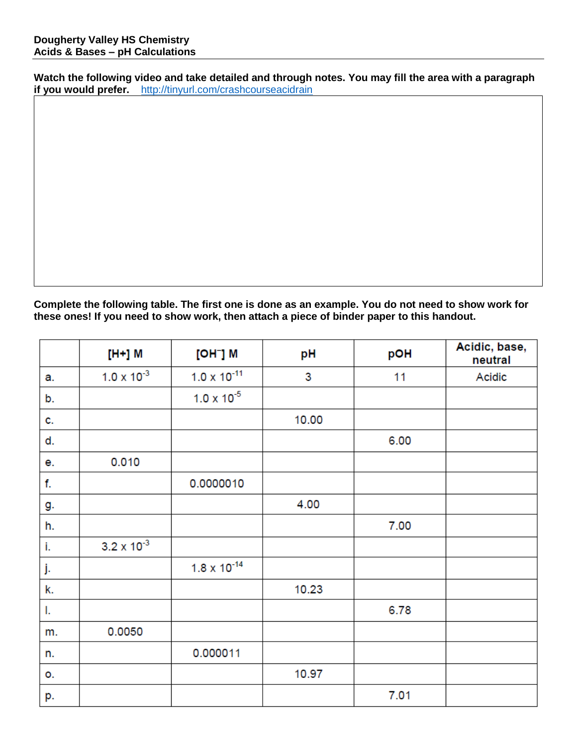**Dougherty Valley HS Chemistry**
**Acids & Bases – pH Calculations**

**Watch the following video and take detailed and through notes. You may fill the area with a paragraph if you would prefer.** http://tinyurl.com/crashcourseacidrain

**Complete the following table. The first one is done as an example. You do not need to show work for these ones! If you need to show work, then attach a piece of binder paper to this handout.**

| | $[H^+]$ M | $[OH^-]$ M | pH | pOH | Acidic, base, neutral |
|---|---|---|---|---|---|
| a. | $1.0 \times 10^{-3}$ | $1.0 \times 10^{-11}$ | 3 | 11 | Acidic |
| b. | | $1.0 \times 10^{-5}$ | | | |
| c. | | | 10.00 | | |
| d. | | | | 6.00 | |
| e. | 0.010 | | | | |
| f. | | 0.0000010 | | | |
| g. | | | 4.00 | | |
| h. | | | | 7.00 | |
| i. | $3.2 \times 10^{-3}$ | | | | |
| j. | | $1.8 \times 10^{-14}$ | | | |
| k. | | | 10.23 | | |
| l. | | | | 6.78 | |
| m. | 0.0050 | | | | |
| n. | | 0.000011 | | | |
| o. | | | 10.97 | | |
| p. | | | | 7.01 | |